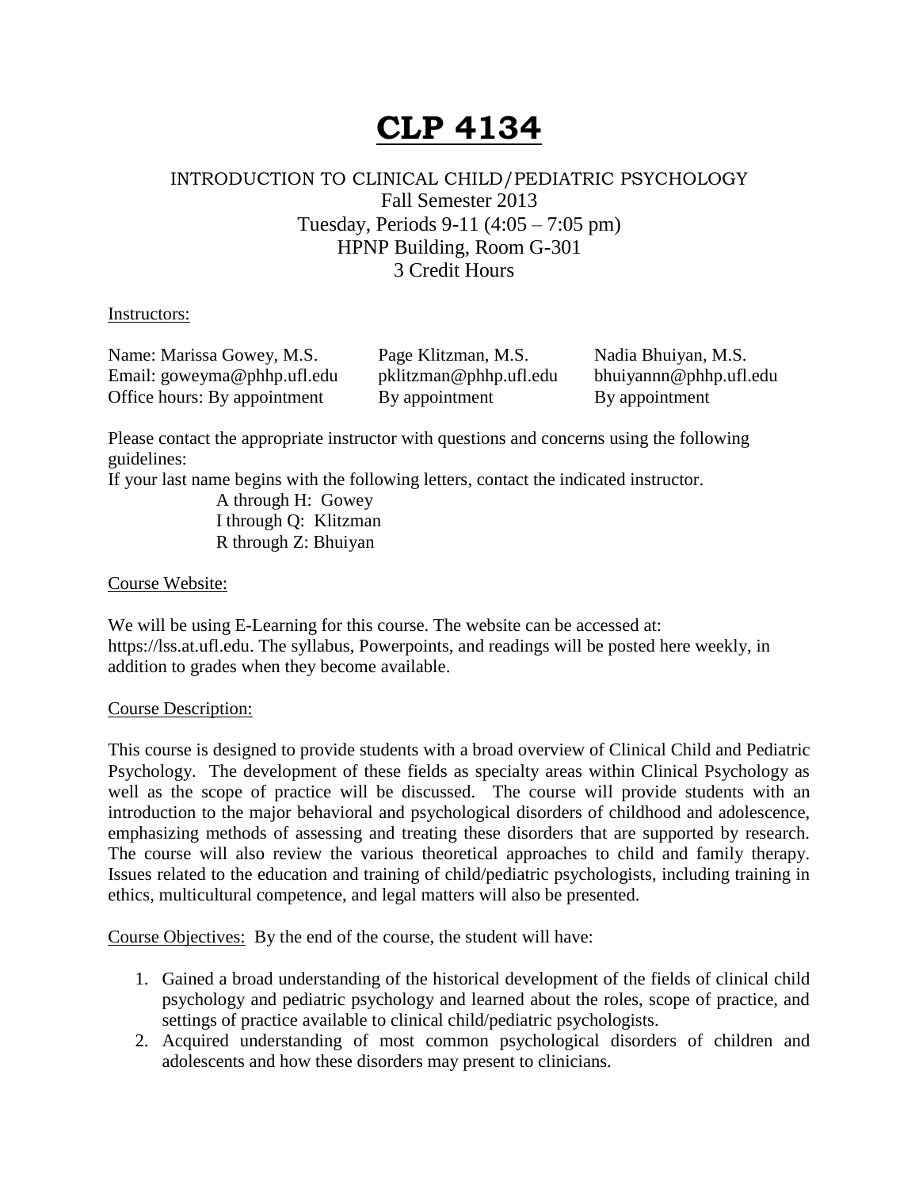# CLP 4134

INTRODUCTION TO CLINICAL CHILD/PEDIATRIC PSYCHOLOGY
Fall Semester 2013
Tuesday, Periods 9-11 (4:05 – 7:05 pm)
HPNP Building, Room G-301
3 Credit Hours

Instructors:

| Name: Marissa Gowey, M.S. | Page Klitzman, M.S. | Nadia Bhuiyan, M.S. |
|---|---|---|
| Email: goweyma@phhp.ufl.edu | pklitzman@phhp.ufl.edu | bhuiyannn@phhp.ufl.edu |
| Office hours: By appointment | By appointment | By appointment |

Please contact the appropriate instructor with questions and concerns using the following guidelines:
If your last name begins with the following letters, contact the indicated instructor.

A through H: Gowey
I through Q: Klitzman
R through Z: Bhuiyan

Course Website:

We will be using E-Learning for this course. The website can be accessed at: https://lss.at.ufl.edu. The syllabus, Powerpoints, and readings will be posted here weekly, in addition to grades when they become available.

Course Description:

This course is designed to provide students with a broad overview of Clinical Child and Pediatric Psychology. The development of these fields as specialty areas within Clinical Psychology as well as the scope of practice will be discussed. The course will provide students with an introduction to the major behavioral and psychological disorders of childhood and adolescence, emphasizing methods of assessing and treating these disorders that are supported by research. The course will also review the various theoretical approaches to child and family therapy. Issues related to the education and training of child/pediatric psychologists, including training in ethics, multicultural competence, and legal matters will also be presented.

Course Objectives: By the end of the course, the student will have:

1. Gained a broad understanding of the historical development of the fields of clinical child psychology and pediatric psychology and learned about the roles, scope of practice, and settings of practice available to clinical child/pediatric psychologists.
2. Acquired understanding of most common psychological disorders of children and adolescents and how these disorders may present to clinicians.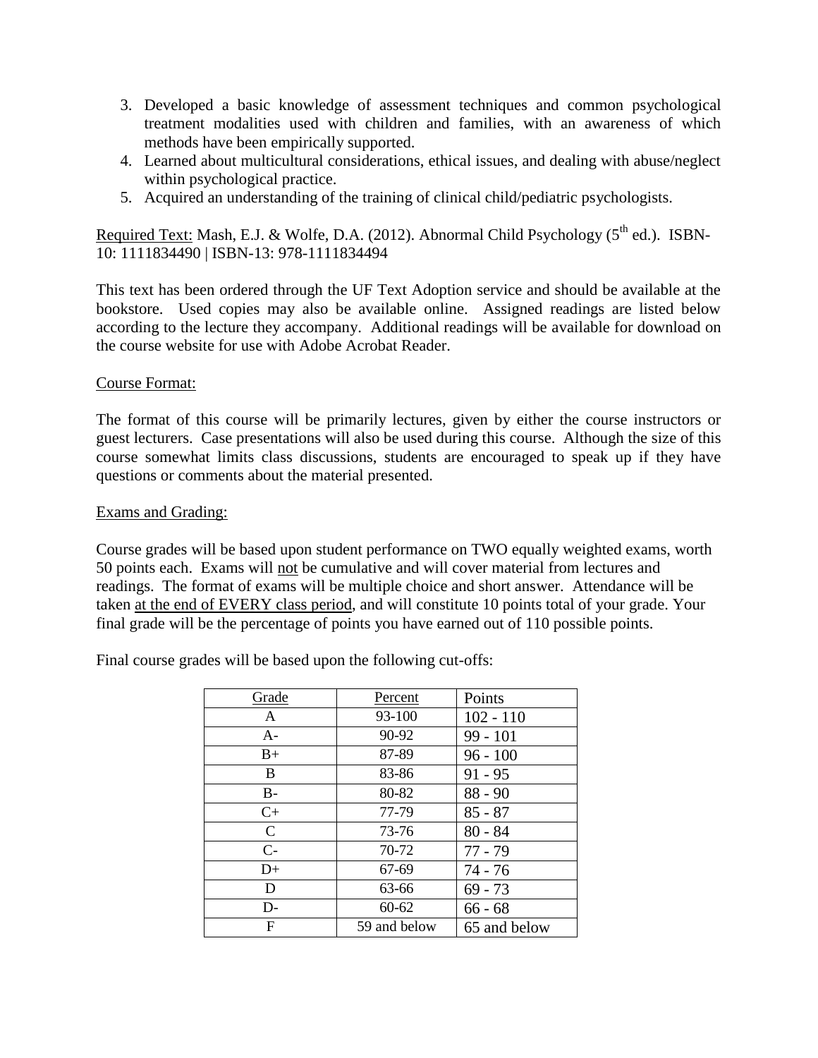3. Developed a basic knowledge of assessment techniques and common psychological treatment modalities used with children and families, with an awareness of which methods have been empirically supported.
4. Learned about multicultural considerations, ethical issues, and dealing with abuse/neglect within psychological practice.
5. Acquired an understanding of the training of clinical child/pediatric psychologists.

Required Text: Mash, E.J. & Wolfe, D.A. (2012). Abnormal Child Psychology (5th ed.). ISBN-10: 1111834490 | ISBN-13: 978-1111834494

This text has been ordered through the UF Text Adoption service and should be available at the bookstore. Used copies may also be available online. Assigned readings are listed below according to the lecture they accompany. Additional readings will be available for download on the course website for use with Adobe Acrobat Reader.

Course Format:

The format of this course will be primarily lectures, given by either the course instructors or guest lecturers. Case presentations will also be used during this course. Although the size of this course somewhat limits class discussions, students are encouraged to speak up if they have questions or comments about the material presented.

Exams and Grading:

Course grades will be based upon student performance on TWO equally weighted exams, worth 50 points each. Exams will not be cumulative and will cover material from lectures and readings. The format of exams will be multiple choice and short answer. Attendance will be taken at the end of EVERY class period, and will constitute 10 points total of your grade. Your final grade will be the percentage of points you have earned out of 110 possible points.

Final course grades will be based upon the following cut-offs:

| Grade | Percent | Points |
|---|---|---|
| A | 93-100 | 102 - 110 |
| A- | 90-92 | 99 - 101 |
| B+ | 87-89 | 96 - 100 |
| B | 83-86 | 91 - 95 |
| B- | 80-82 | 88 - 90 |
| C+ | 77-79 | 85 - 87 |
| C | 73-76 | 80 - 84 |
| C- | 70-72 | 77 - 79 |
| D+ | 67-69 | 74 - 76 |
| D | 63-66 | 69 - 73 |
| D- | 60-62 | 66 - 68 |
| F | 59 and below | 65 and below |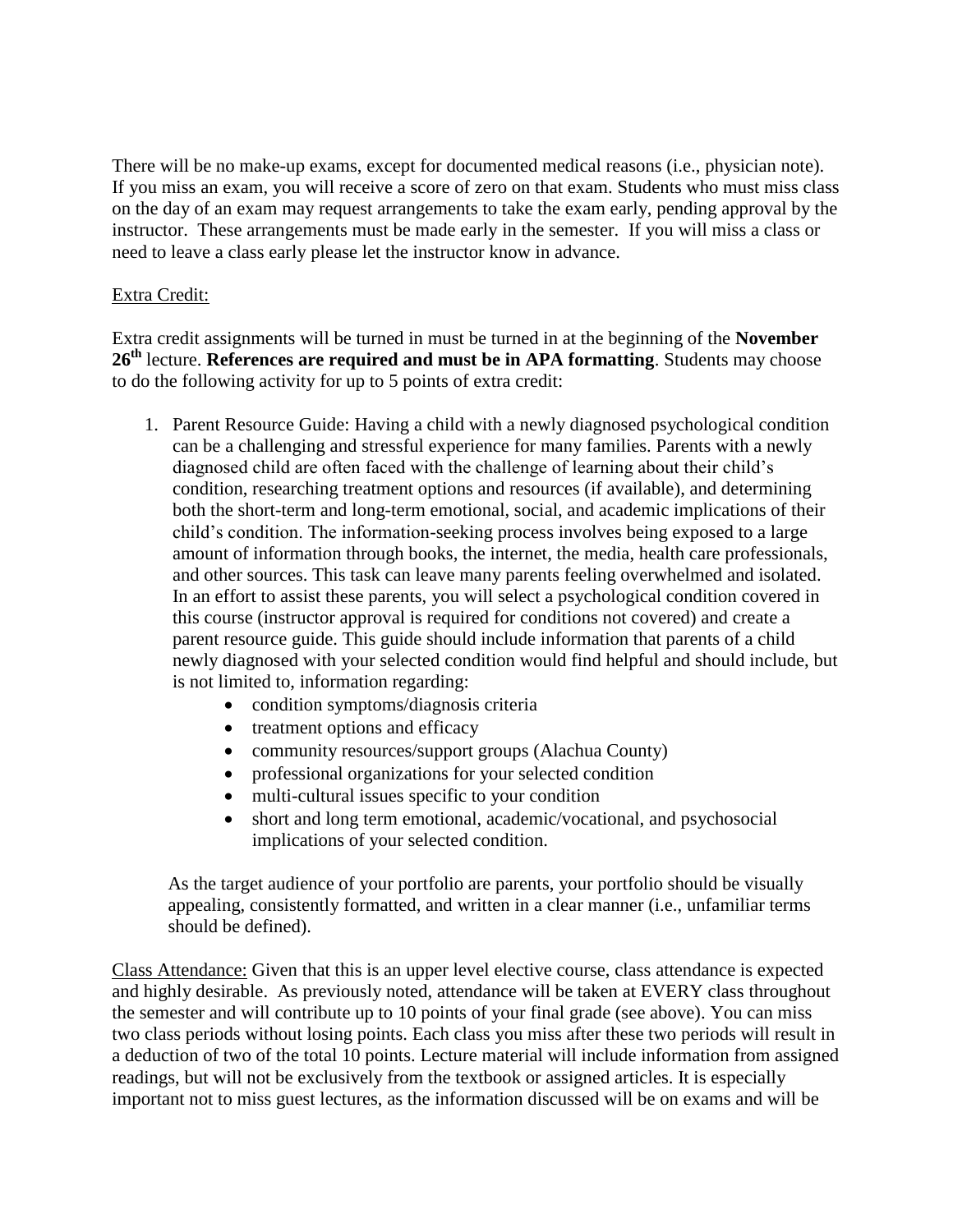There will be no make-up exams, except for documented medical reasons (i.e., physician note). If you miss an exam, you will receive a score of zero on that exam. Students who must miss class on the day of an exam may request arrangements to take the exam early, pending approval by the instructor. These arrangements must be made early in the semester. If you will miss a class or need to leave a class early please let the instructor know in advance.

Extra Credit:

Extra credit assignments will be turned in must be turned in at the beginning of the **November 26th** lecture. **References are required and must be in APA formatting**. Students may choose to do the following activity for up to 5 points of extra credit:

1. Parent Resource Guide: Having a child with a newly diagnosed psychological condition can be a challenging and stressful experience for many families. Parents with a newly diagnosed child are often faced with the challenge of learning about their child's condition, researching treatment options and resources (if available), and determining both the short-term and long-term emotional, social, and academic implications of their child's condition. The information-seeking process involves being exposed to a large amount of information through books, the internet, the media, health care professionals, and other sources. This task can leave many parents feeling overwhelmed and isolated. In an effort to assist these parents, you will select a psychological condition covered in this course (instructor approval is required for conditions not covered) and create a parent resource guide. This guide should include information that parents of a child newly diagnosed with your selected condition would find helpful and should include, but is not limited to, information regarding:
   - condition symptoms/diagnosis criteria
   - treatment options and efficacy
   - community resources/support groups (Alachua County)
   - professional organizations for your selected condition
   - multi-cultural issues specific to your condition
   - short and long term emotional, academic/vocational, and psychosocial implications of your selected condition.

   As the target audience of your portfolio are parents, your portfolio should be visually appealing, consistently formatted, and written in a clear manner (i.e., unfamiliar terms should be defined).

Class Attendance: Given that this is an upper level elective course, class attendance is expected and highly desirable. As previously noted, attendance will be taken at EVERY class throughout the semester and will contribute up to 10 points of your final grade (see above). You can miss two class periods without losing points. Each class you miss after these two periods will result in a deduction of two of the total 10 points. Lecture material will include information from assigned readings, but will not be exclusively from the textbook or assigned articles. It is especially important not to miss guest lectures, as the information discussed will be on exams and will be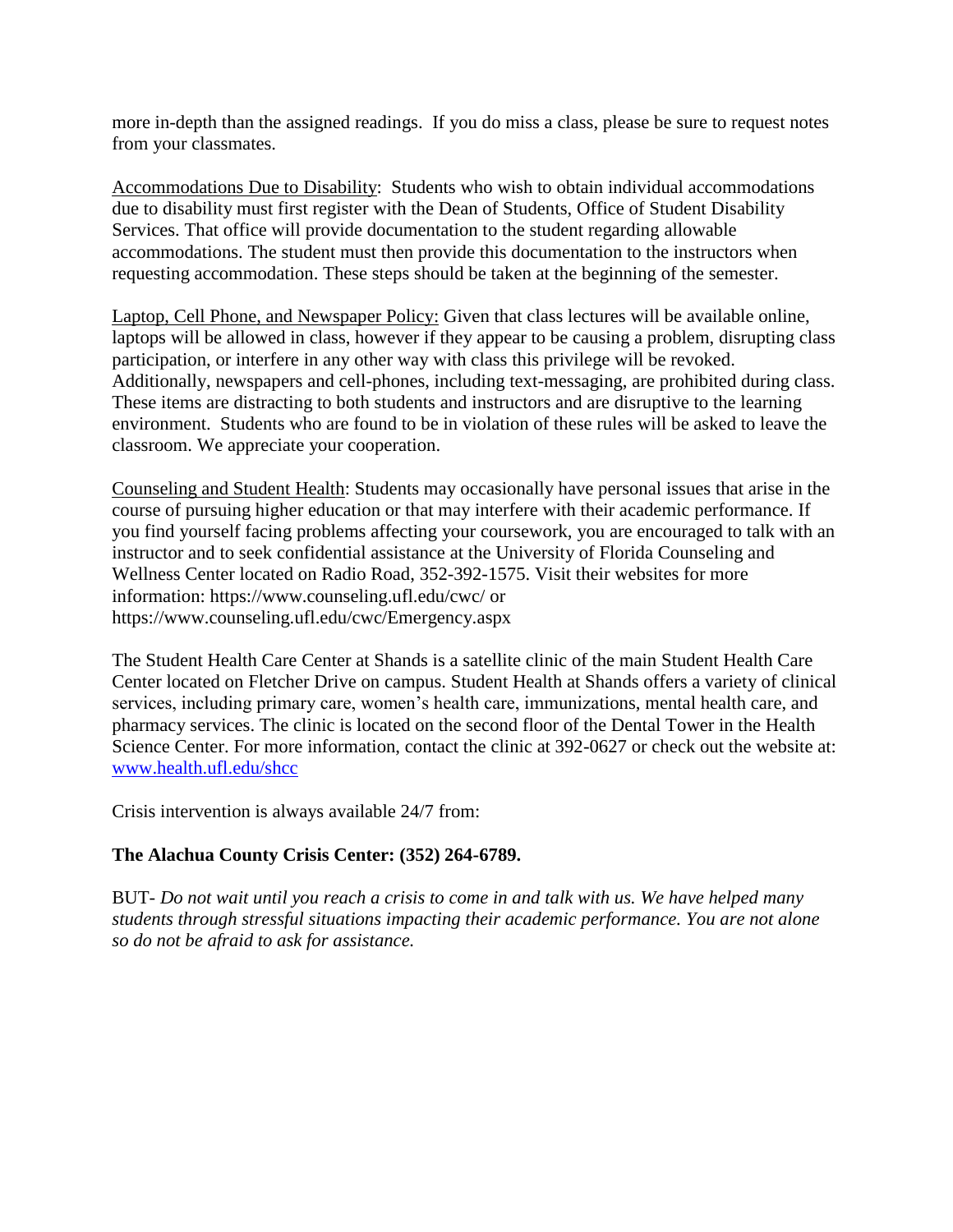more in-depth than the assigned readings. If you do miss a class, please be sure to request notes from your classmates.

Accommodations Due to Disability: Students who wish to obtain individual accommodations due to disability must first register with the Dean of Students, Office of Student Disability Services. That office will provide documentation to the student regarding allowable accommodations. The student must then provide this documentation to the instructors when requesting accommodation. These steps should be taken at the beginning of the semester.

Laptop, Cell Phone, and Newspaper Policy: Given that class lectures will be available online, laptops will be allowed in class, however if they appear to be causing a problem, disrupting class participation, or interfere in any other way with class this privilege will be revoked. Additionally, newspapers and cell-phones, including text-messaging, are prohibited during class. These items are distracting to both students and instructors and are disruptive to the learning environment. Students who are found to be in violation of these rules will be asked to leave the classroom. We appreciate your cooperation.

Counseling and Student Health: Students may occasionally have personal issues that arise in the course of pursuing higher education or that may interfere with their academic performance. If you find yourself facing problems affecting your coursework, you are encouraged to talk with an instructor and to seek confidential assistance at the University of Florida Counseling and Wellness Center located on Radio Road, 352-392-1575. Visit their websites for more information: https://www.counseling.ufl.edu/cwc/ or https://www.counseling.ufl.edu/cwc/Emergency.aspx

The Student Health Care Center at Shands is a satellite clinic of the main Student Health Care Center located on Fletcher Drive on campus. Student Health at Shands offers a variety of clinical services, including primary care, women's health care, immunizations, mental health care, and pharmacy services. The clinic is located on the second floor of the Dental Tower in the Health Science Center. For more information, contact the clinic at 392-0627 or check out the website at: www.health.ufl.edu/shcc

Crisis intervention is always available 24/7 from:

**The Alachua County Crisis Center: (352) 264-6789.**

BUT- *Do not wait until you reach a crisis to come in and talk with us. We have helped many students through stressful situations impacting their academic performance. You are not alone so do not be afraid to ask for assistance.*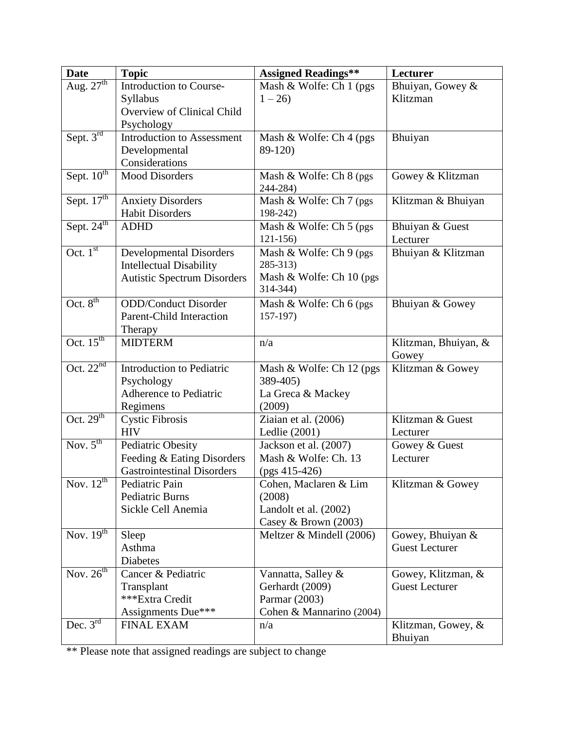| Date | Topic | Assigned Readings** | Lecturer |
|---|---|---|---|
| Aug. 27th | Introduction to Course-Syllabus<br>Overview of Clinical Child Psychology | Mash & Wolfe: Ch 1 (pgs 1 – 26) | Bhuiyan, Gowey & Klitzman |
| Sept. 3rd | Introduction to Assessment<br>Developmental Considerations | Mash & Wolfe: Ch 4 (pgs 89-120) | Bhuiyan |
| Sept. 10th | Mood Disorders | Mash & Wolfe: Ch 8 (pgs 244-284) | Gowey & Klitzman |
| Sept. 17th | Anxiety Disorders<br>Habit Disorders | Mash & Wolfe: Ch 7 (pgs 198-242) | Klitzman & Bhuiyan |
| Sept. 24th | ADHD | Mash & Wolfe: Ch 5 (pgs 121-156) | Bhuiyan & Guest Lecturer |
| Oct. 1st | Developmental Disorders<br>Intellectual Disability<br>Autistic Spectrum Disorders | Mash & Wolfe: Ch 9 (pgs 285-313)<br>Mash & Wolfe: Ch 10 (pgs 314-344) | Bhuiyan & Klitzman |
| Oct. 8th | ODD/Conduct Disorder<br>Parent-Child Interaction Therapy | Mash & Wolfe: Ch 6 (pgs 157-197) | Bhuiyan & Gowey |
| Oct. 15th | MIDTERM | n/a | Klitzman, Bhuiyan, & Gowey |
| Oct. 22nd | Introduction to Pediatric Psychology<br>Adherence to Pediatric Regimens | Mash & Wolfe: Ch 12 (pgs 389-405)<br>La Greca & Mackey (2009) | Klitzman & Gowey |
| Oct. 29th | Cystic Fibrosis<br>HIV | Ziaian et al. (2006)<br>Ledlie (2001) | Klitzman & Guest Lecturer |
| Nov. 5th | Pediatric Obesity<br>Feeding & Eating Disorders<br>Gastrointestinal Disorders | Jackson et al. (2007)<br>Mash & Wolfe: Ch. 13 (pgs 415-426) | Gowey & Guest Lecturer |
| Nov. 12th | Pediatric Pain<br>Pediatric Burns<br>Sickle Cell Anemia | Cohen, Maclaren & Lim (2008)<br>Landolt et al. (2002)<br>Casey & Brown (2003) | Klitzman & Gowey |
| Nov. 19th | Sleep<br>Asthma<br>Diabetes | Meltzer & Mindell (2006) | Gowey, Bhuiyan & Guest Lecturer |
| Nov. 26th | Cancer & Pediatric Transplant<br>***Extra Credit Assignments Due*** | Vannatta, Salley & Gerhardt (2009)<br>Parmar (2003)<br>Cohen & Mannarino (2004) | Gowey, Klitzman, & Guest Lecturer |
| Dec. 3rd | FINAL EXAM | n/a | Klitzman, Gowey, & Bhuiyan |

** Please note that assigned readings are subject to change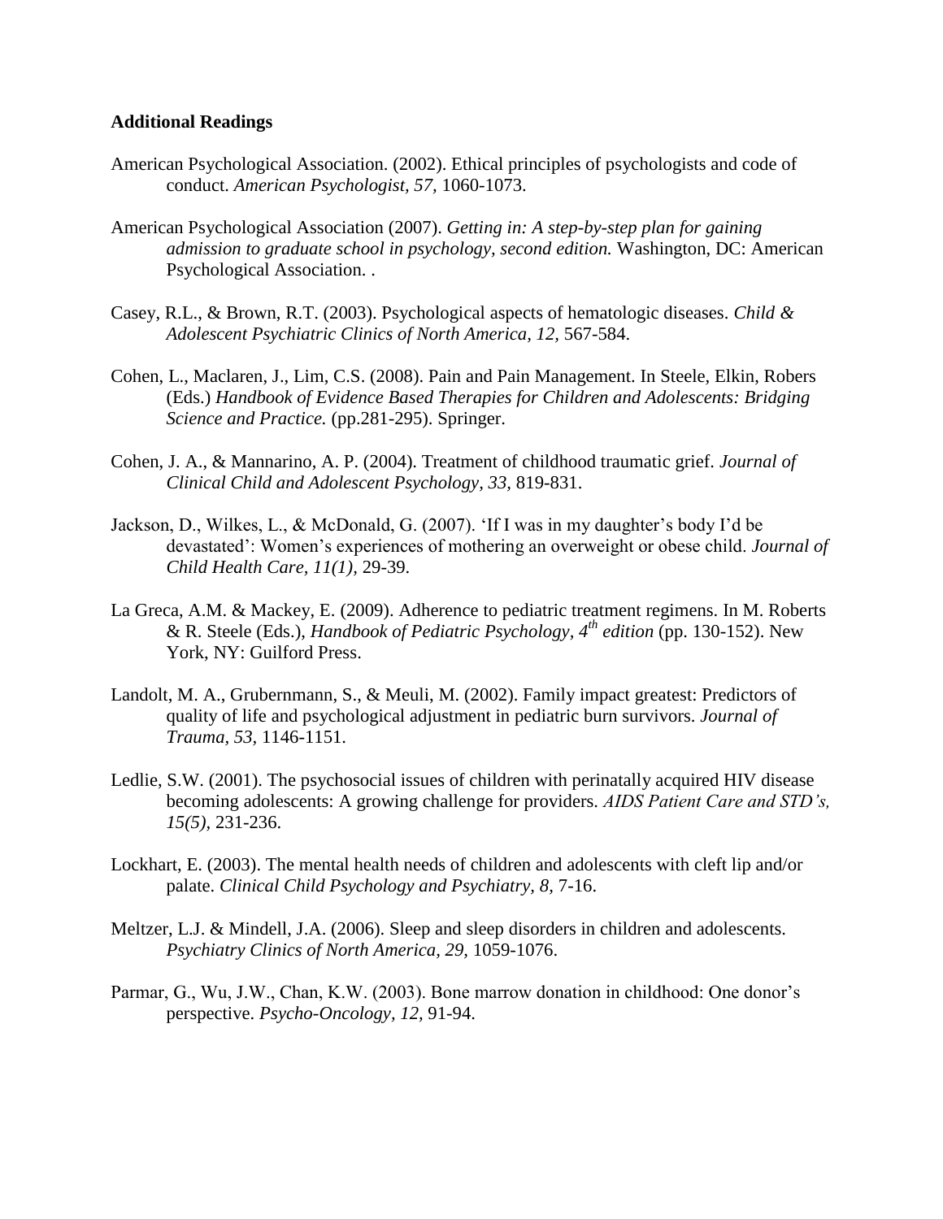**Additional Readings**

American Psychological Association. (2002). Ethical principles of psychologists and code of conduct. *American Psychologist, 57,* 1060-1073.

American Psychological Association (2007). *Getting in: A step-by-step plan for gaining admission to graduate school in psychology, second edition.* Washington, DC: American Psychological Association. .

Casey, R.L., & Brown, R.T. (2003). Psychological aspects of hematologic diseases. *Child & Adolescent Psychiatric Clinics of North America, 12,* 567-584.

Cohen, L., Maclaren, J., Lim, C.S. (2008). Pain and Pain Management. In Steele, Elkin, Robers (Eds.) *Handbook of Evidence Based Therapies for Children and Adolescents: Bridging Science and Practice.* (pp.281-295). Springer.

Cohen, J. A., & Mannarino, A. P. (2004). Treatment of childhood traumatic grief. *Journal of Clinical Child and Adolescent Psychology, 33,* 819-831.

Jackson, D., Wilkes, L., & McDonald, G. (2007). 'If I was in my daughter's body I'd be devastated': Women's experiences of mothering an overweight or obese child. *Journal of Child Health Care, 11(1),* 29-39.

La Greca, A.M. & Mackey, E. (2009). Adherence to pediatric treatment regimens. In M. Roberts & R. Steele (Eds.), *Handbook of Pediatric Psychology, 4th edition* (pp. 130-152). New York, NY: Guilford Press.

Landolt, M. A., Grubernmann, S., & Meuli, M. (2002). Family impact greatest: Predictors of quality of life and psychological adjustment in pediatric burn survivors. *Journal of Trauma, 53,* 1146-1151.

Ledlie, S.W. (2001). The psychosocial issues of children with perinatally acquired HIV disease becoming adolescents: A growing challenge for providers. *AIDS Patient Care and STD's, 15(5),* 231-236.

Lockhart, E. (2003). The mental health needs of children and adolescents with cleft lip and/or palate. *Clinical Child Psychology and Psychiatry, 8,* 7-16.

Meltzer, L.J. & Mindell, J.A. (2006). Sleep and sleep disorders in children and adolescents. *Psychiatry Clinics of North America, 29,* 1059-1076.

Parmar, G., Wu, J.W., Chan, K.W. (2003). Bone marrow donation in childhood: One donor's perspective. *Psycho-Oncology, 12,* 91-94.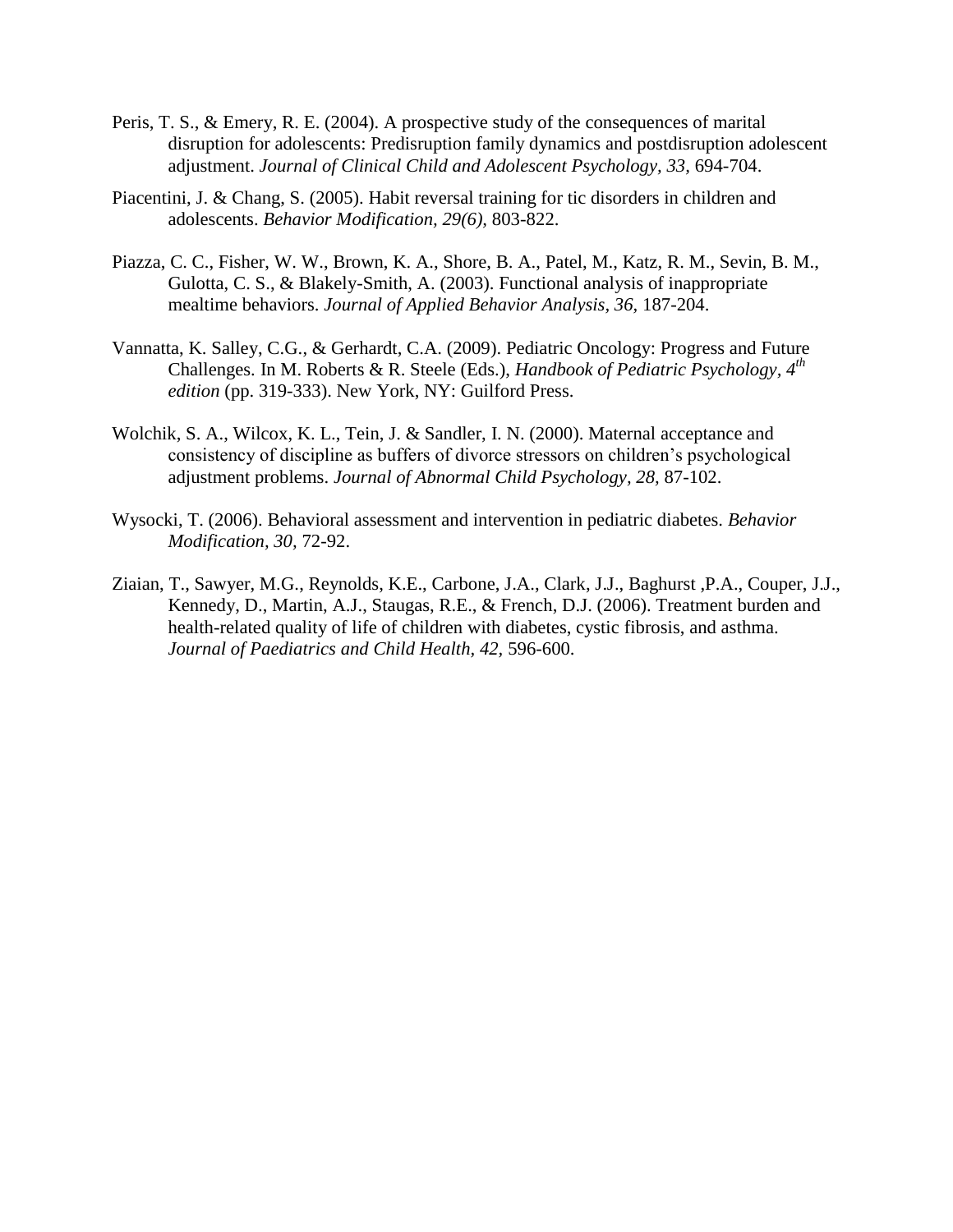Peris, T. S., & Emery, R. E. (2004). A prospective study of the consequences of marital disruption for adolescents: Predisruption family dynamics and postdisruption adolescent adjustment. *Journal of Clinical Child and Adolescent Psychology, 33,* 694-704.

Piacentini, J. & Chang, S. (2005). Habit reversal training for tic disorders in children and adolescents. *Behavior Modification, 29(6),* 803-822.

Piazza, C. C., Fisher, W. W., Brown, K. A., Shore, B. A., Patel, M., Katz, R. M., Sevin, B. M., Gulotta, C. S., & Blakely-Smith, A. (2003). Functional analysis of inappropriate mealtime behaviors. *Journal of Applied Behavior Analysis, 36,* 187-204.

Vannatta, K. Salley, C.G., & Gerhardt, C.A. (2009). Pediatric Oncology: Progress and Future Challenges. In M. Roberts & R. Steele (Eds.), *Handbook of Pediatric Psychology, 4th edition* (pp. 319-333). New York, NY: Guilford Press.

Wolchik, S. A., Wilcox, K. L., Tein, J. & Sandler, I. N. (2000). Maternal acceptance and consistency of discipline as buffers of divorce stressors on children's psychological adjustment problems. *Journal of Abnormal Child Psychology, 28,* 87-102.

Wysocki, T. (2006). Behavioral assessment and intervention in pediatric diabetes. *Behavior Modification, 30,* 72-92.

Ziaian, T., Sawyer, M.G., Reynolds, K.E., Carbone, J.A., Clark, J.J., Baghurst ,P.A., Couper, J.J., Kennedy, D., Martin, A.J., Staugas, R.E., & French, D.J. (2006). Treatment burden and health-related quality of life of children with diabetes, cystic fibrosis, and asthma. *Journal of Paediatrics and Child Health, 42,* 596-600.